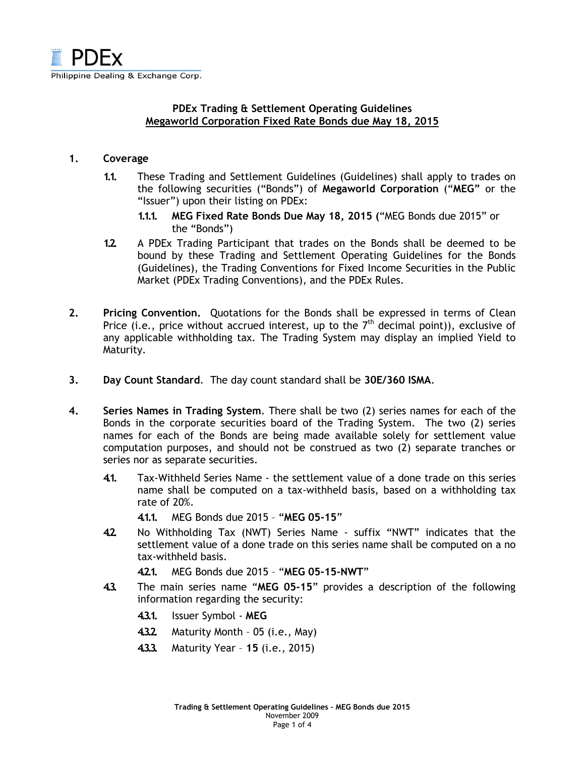PDEx
Philippine Dealing & Exchange Corp.

**PDEx Trading & Settlement Operating Guidelines**
**Megaworld Corporation Fixed Rate Bonds due May 18, 2015**

1. **Coverage**

   1.1. These Trading and Settlement Guidelines (Guidelines) shall apply to trades on the following securities ("Bonds") of **Megaworld Corporation** ("**MEG**" or the "Issuer") upon their listing on PDEx:

   1.1.1. **MEG Fixed Rate Bonds Due May 18, 2015 (**"MEG Bonds due 2015" or the "Bonds")

   1.2. A PDEx Trading Participant that trades on the Bonds shall be deemed to be bound by these Trading and Settlement Operating Guidelines for the Bonds (Guidelines), the Trading Conventions for Fixed Income Securities in the Public Market (PDEx Trading Conventions), and the PDEx Rules.

2. **Pricing Convention.** Quotations for the Bonds shall be expressed in terms of Clean Price (i.e., price without accrued interest, up to the 7th decimal point)), exclusive of any applicable withholding tax. The Trading System may display an implied Yield to Maturity.

3. **Day Count Standard**. The day count standard shall be **30E/360 ISMA**.

4. **Series Names in Trading System**. There shall be two (2) series names for each of the Bonds in the corporate securities board of the Trading System. The two (2) series names for each of the Bonds are being made available solely for settlement value computation purposes, and should not be construed as two (2) separate tranches or series nor as separate securities.

   4.1. Tax-Withheld Series Name - the settlement value of a done trade on this series name shall be computed on a tax-withheld basis, based on a withholding tax rate of 20%.

   4.1.1. MEG Bonds due 2015 – "**MEG 05-15**"

   4.2. No Withholding Tax (NWT) Series Name - suffix "NWT" indicates that the settlement value of a done trade on this series name shall be computed on a no tax-withheld basis.

   4.2.1. MEG Bonds due 2015 – "**MEG 05-15-NWT**"

   4.3. The main series name "**MEG 05-15**" provides a description of the following information regarding the security:

   4.3.1. Issuer Symbol - **MEG**

   4.3.2. Maturity Month – 05 (i.e., May)

   4.3.3. Maturity Year – **15** (i.e., 2015)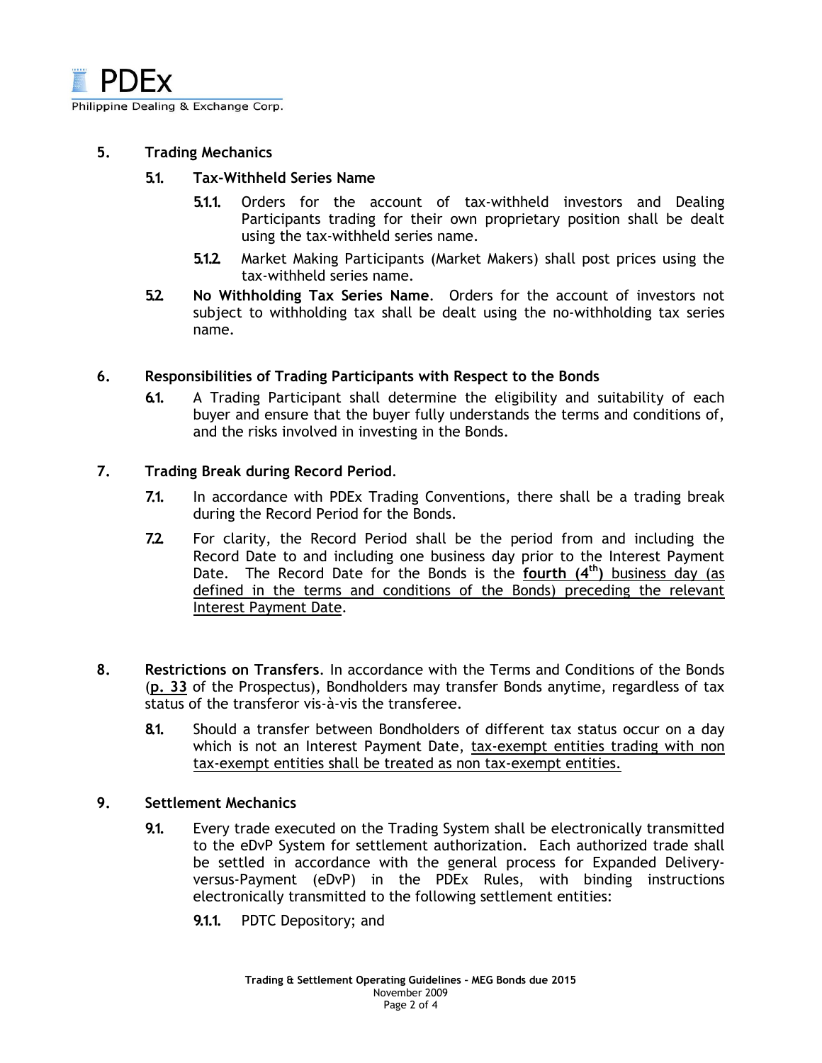## 5. Trading Mechanics

### 5.1. Tax-Withheld Series Name

**5.1.1.** Orders for the account of tax-withheld investors and Dealing Participants trading for their own proprietary position shall be dealt using the tax-withheld series name.

**5.1.2.** Market Making Participants (Market Makers) shall post prices using the tax-withheld series name.

**5.2.** **No Withholding Tax Series Name**. Orders for the account of investors not subject to withholding tax shall be dealt using the no-withholding tax series name.

## 6. Responsibilities of Trading Participants with Respect to the Bonds

**6.1.** A Trading Participant shall determine the eligibility and suitability of each buyer and ensure that the buyer fully understands the terms and conditions of, and the risks involved in investing in the Bonds.

## 7. Trading Break during Record Period.

**7.1.** In accordance with PDEx Trading Conventions, there shall be a trading break during the Record Period for the Bonds.

**7.2.** For clarity, the Record Period shall be the period from and including the Record Date to and including one business day prior to the Interest Payment Date. The Record Date for the Bonds is the **fourth (4th)** business day (as defined in the terms and conditions of the Bonds) preceding the relevant Interest Payment Date.

## 8. Restrictions on Transfers

**Restrictions on Transfers**. In accordance with the Terms and Conditions of the Bonds (**p. 33** of the Prospectus), Bondholders may transfer Bonds anytime, regardless of tax status of the transferor vis-à-vis the transferee.

**8.1.** Should a transfer between Bondholders of different tax status occur on a day which is not an Interest Payment Date, tax-exempt entities trading with non tax-exempt entities shall be treated as non tax-exempt entities.

## 9. Settlement Mechanics

**9.1.** Every trade executed on the Trading System shall be electronically transmitted to the eDvP System for settlement authorization. Each authorized trade shall be settled in accordance with the general process for Expanded Delivery-versus-Payment (eDvP) in the PDEx Rules, with binding instructions electronically transmitted to the following settlement entities:

**9.1.1.** PDTC Depository; and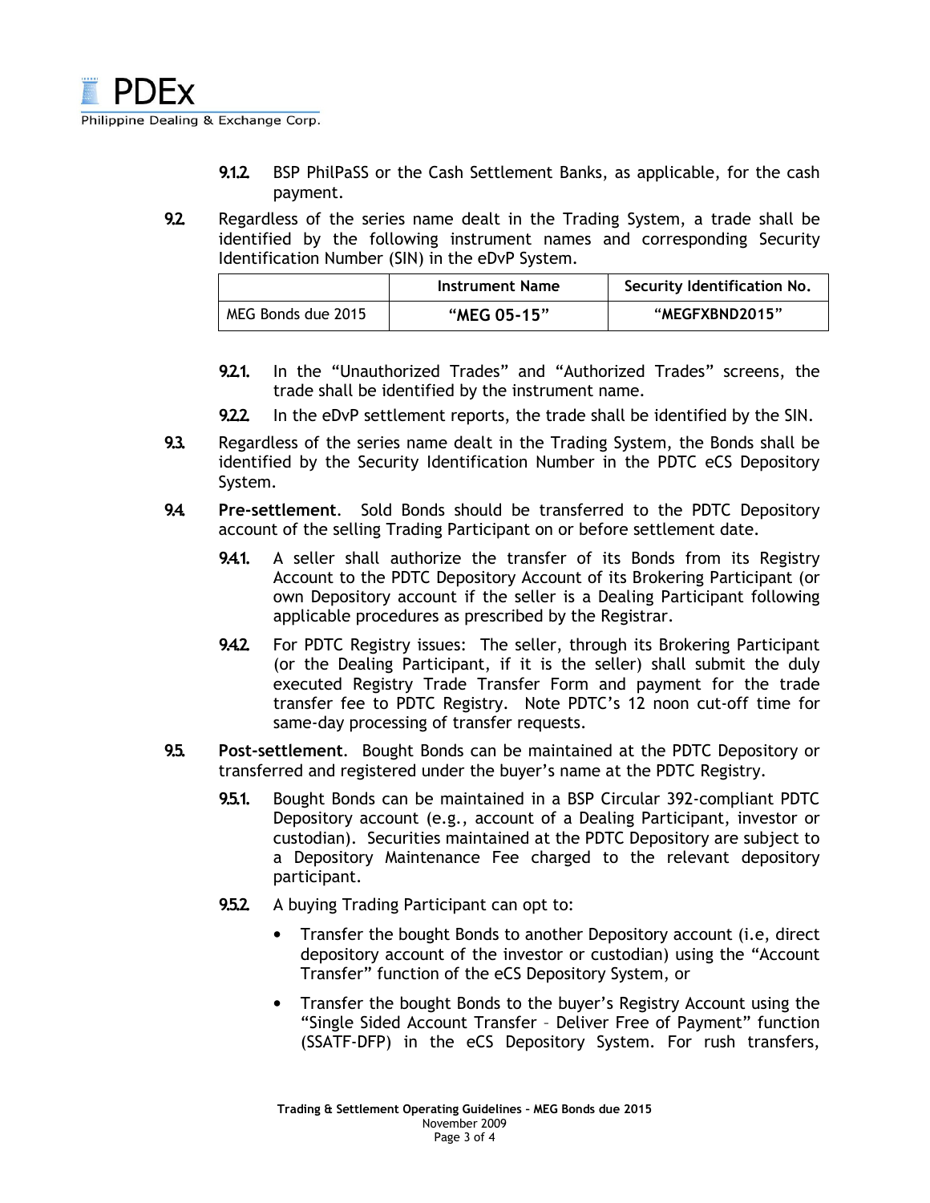9.1.2. BSP PhilPaSS or the Cash Settlement Banks, as applicable, for the cash payment.

9.2. Regardless of the series name dealt in the Trading System, a trade shall be identified by the following instrument names and corresponding Security Identification Number (SIN) in the eDvP System.

| | Instrument Name | Security Identification No. |
|---|---|---|
| MEG Bonds due 2015 | **"MEG 05-15"** | **"MEGFXBND2015"** |

9.2.1. In the "Unauthorized Trades" and "Authorized Trades" screens, the trade shall be identified by the instrument name.

9.2.2. In the eDvP settlement reports, the trade shall be identified by the SIN.

9.3. Regardless of the series name dealt in the Trading System, the Bonds shall be identified by the Security Identification Number in the PDTC eCS Depository System.

9.4. **Pre-settlement**. Sold Bonds should be transferred to the PDTC Depository account of the selling Trading Participant on or before settlement date.

9.4.1. A seller shall authorize the transfer of its Bonds from its Registry Account to the PDTC Depository Account of its Brokering Participant (or own Depository account if the seller is a Dealing Participant following applicable procedures as prescribed by the Registrar.

9.4.2. For PDTC Registry issues: The seller, through its Brokering Participant (or the Dealing Participant, if it is the seller) shall submit the duly executed Registry Trade Transfer Form and payment for the trade transfer fee to PDTC Registry. Note PDTC's 12 noon cut-off time for same-day processing of transfer requests.

9.5. **Post-settlement**. Bought Bonds can be maintained at the PDTC Depository or transferred and registered under the buyer's name at the PDTC Registry.

9.5.1. Bought Bonds can be maintained in a BSP Circular 392-compliant PDTC Depository account (e.g., account of a Dealing Participant, investor or custodian). Securities maintained at the PDTC Depository are subject to a Depository Maintenance Fee charged to the relevant depository participant.

9.5.2. A buying Trading Participant can opt to:

- Transfer the bought Bonds to another Depository account (i.e, direct depository account of the investor or custodian) using the "Account Transfer" function of the eCS Depository System, or
- Transfer the bought Bonds to the buyer's Registry Account using the "Single Sided Account Transfer – Deliver Free of Payment" function (SSATF-DFP) in the eCS Depository System. For rush transfers,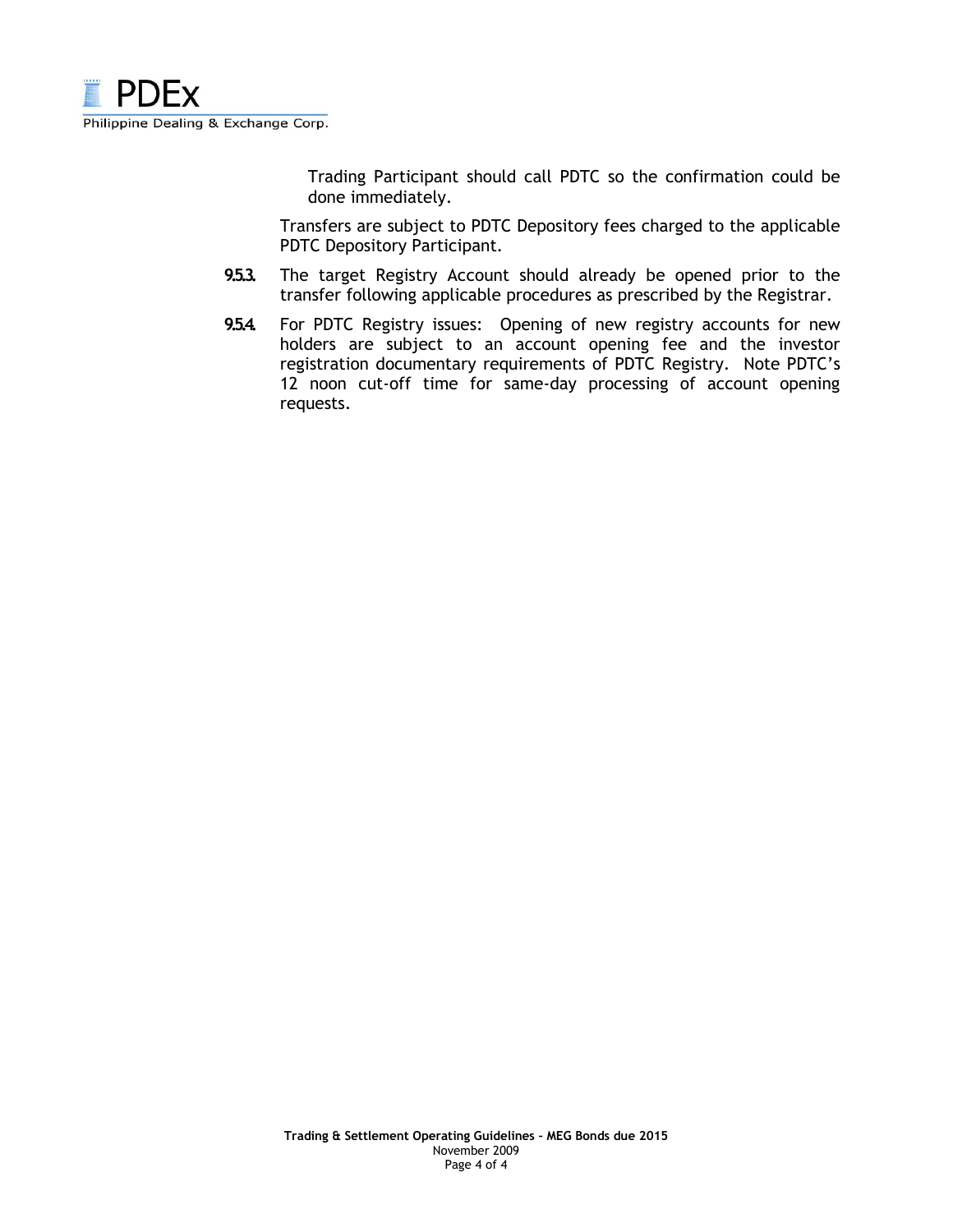Trading Participant should call PDTC so the confirmation could be done immediately.

Transfers are subject to PDTC Depository fees charged to the applicable PDTC Depository Participant.

**9.5.3.** The target Registry Account should already be opened prior to the transfer following applicable procedures as prescribed by the Registrar.

**9.5.4.** For PDTC Registry issues: Opening of new registry accounts for new holders are subject to an account opening fee and the investor registration documentary requirements of PDTC Registry. Note PDTC's 12 noon cut-off time for same-day processing of account opening requests.